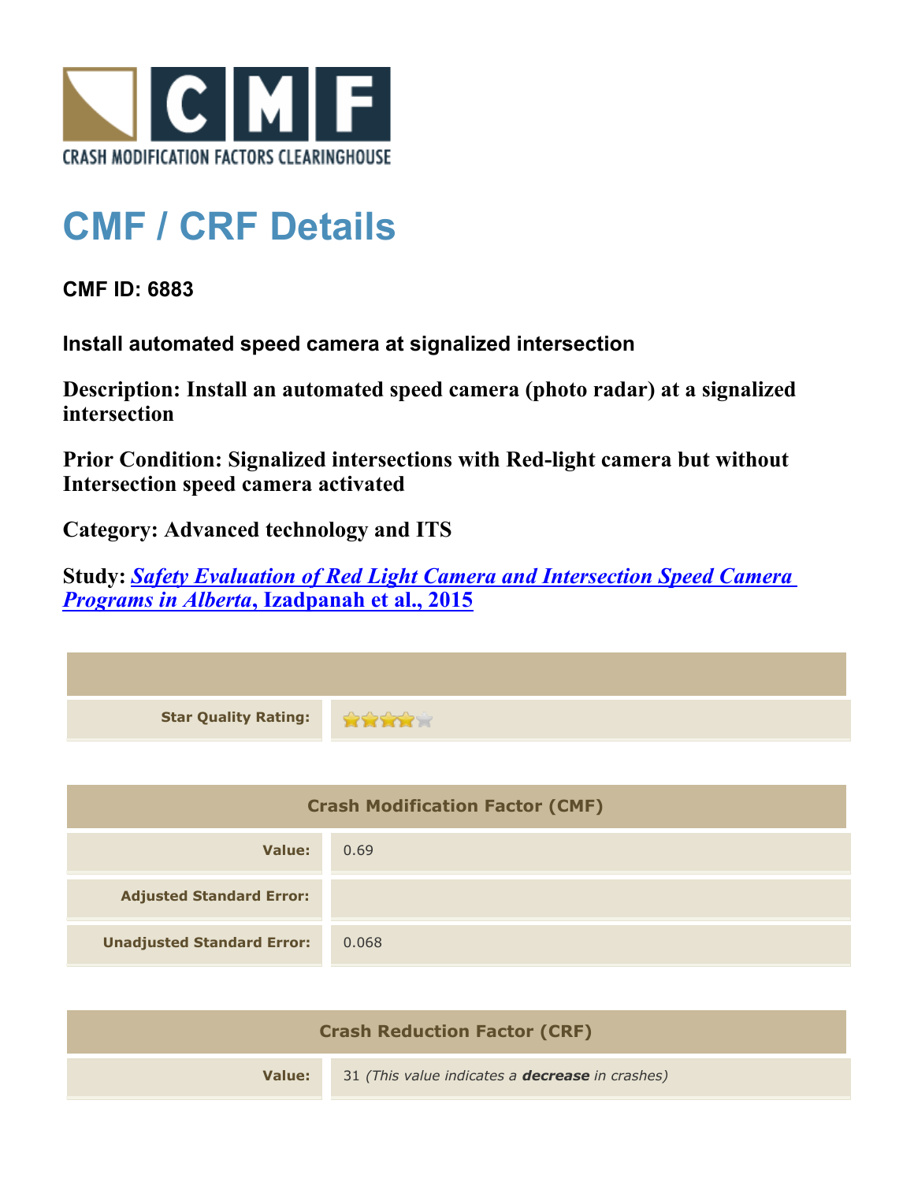CRASH MODIFICATION FACTORS CLEARINGHOUSE

# CMF / CRF Details

### CMF ID: 6883

### Install automated speed camera at signalized intersection

**Description: Install an automated speed camera (photo radar) at a signalized intersection**

**Prior Condition: Signalized intersections with Red-light camera but without Intersection speed camera activated**

**Category: Advanced technology and ITS**

**Study: *Safety Evaluation of Red Light Camera and Intersection Speed Camera Programs in Alberta*, Izadpanah et al., 2015**

| | |
|---|---|
| **Star Quality Rating:** | 4 of 5 stars |

| Crash Modification Factor (CMF) | |
|---|---|
| **Value:** | 0.69 |
| **Adjusted Standard Error:** | |
| **Unadjusted Standard Error:** | 0.068 |

| Crash Reduction Factor (CRF) | |
|---|---|
| **Value:** | 31 *(This value indicates a **decrease** in crashes)* |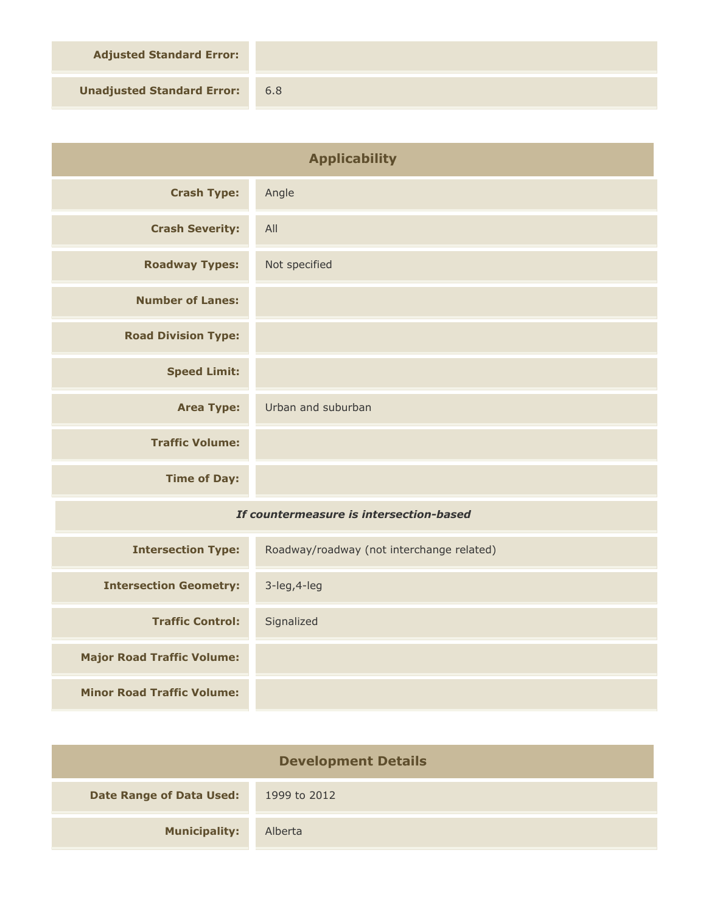| | |
|---|---|
| **Adjusted Standard Error:** | |
| **Unadjusted Standard Error:** | 6.8 |

## Applicability

| | |
|---|---|
| **Crash Type:** | Angle |
| **Crash Severity:** | All |
| **Roadway Types:** | Not specified |
| **Number of Lanes:** | |
| **Road Division Type:** | |
| **Speed Limit:** | |
| **Area Type:** | Urban and suburban |
| **Traffic Volume:** | |
| **Time of Day:** | |

***If countermeasure is intersection-based***

| | |
|---|---|
| **Intersection Type:** | Roadway/roadway (not interchange related) |
| **Intersection Geometry:** | 3-leg,4-leg |
| **Traffic Control:** | Signalized |
| **Major Road Traffic Volume:** | |
| **Minor Road Traffic Volume:** | |

## Development Details

| | |
|---|---|
| **Date Range of Data Used:** | 1999 to 2012 |
| **Municipality:** | Alberta |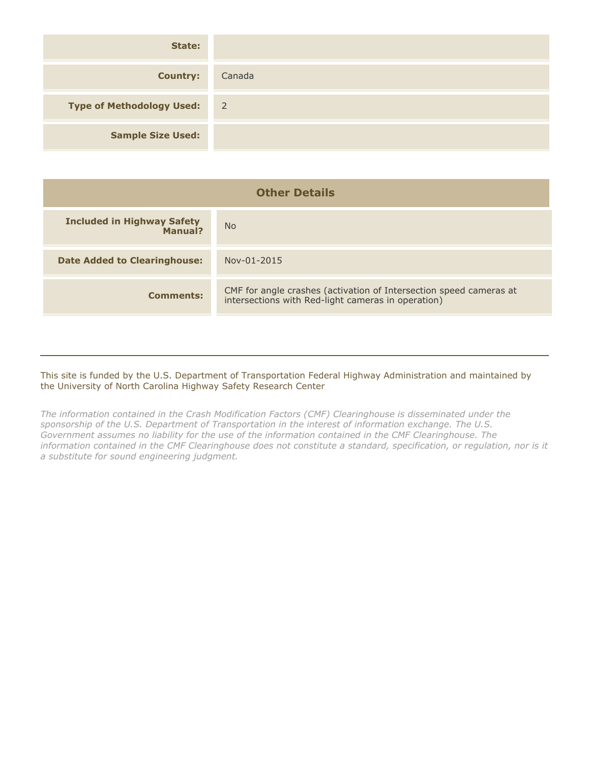| | |
|---|---|
| **State:** | |
| **Country:** | Canada |
| **Type of Methodology Used:** | 2 |
| **Sample Size Used:** | |

## Other Details

| | |
|---|---|
| **Included in Highway Safety Manual?** | No |
| **Date Added to Clearinghouse:** | Nov-01-2015 |
| **Comments:** | CMF for angle crashes (activation of Intersection speed cameras at intersections with Red-light cameras in operation) |

---

This site is funded by the U.S. Department of Transportation Federal Highway Administration and maintained by the University of North Carolina Highway Safety Research Center

*The information contained in the Crash Modification Factors (CMF) Clearinghouse is disseminated under the sponsorship of the U.S. Department of Transportation in the interest of information exchange. The U.S. Government assumes no liability for the use of the information contained in the CMF Clearinghouse. The information contained in the CMF Clearinghouse does not constitute a standard, specification, or regulation, nor is it a substitute for sound engineering judgment.*